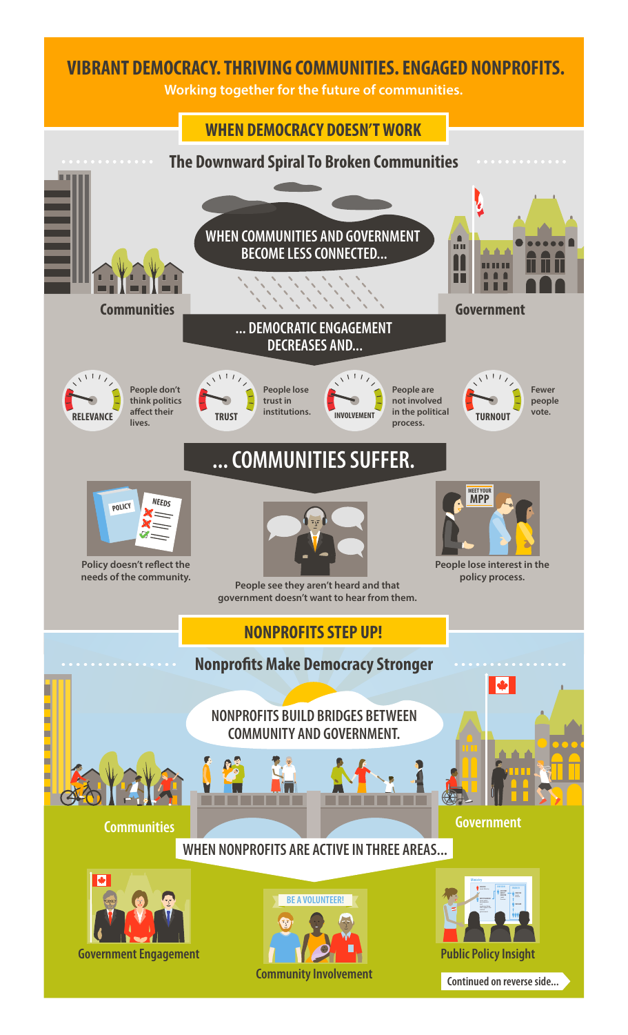# VIBRANT DEMOCRACY. THRIVING COMMUNITIES. ENGAGED NONPROFITS.

Working together for the future of communities.

## WHEN DEMOCRACY DOESN'T WORK

### The Downward Spiral To Broken Communities

WHEN COMMUNITIES AND GOVERNMENT BECOME LESS CONNECTED...

Communities

Government

... DEMOCRATIC ENGAGEMENT DECREASES AND...

- **RELEVANCE** — People don't think politics affect their lives.
- **TRUST** — People lose trust in institutions.
- **INVOLVEMENT** — People are not involved in the political process.
- **TURNOUT** — Fewer people vote.

## ... COMMUNITIES SUFFER.

POLICY

NEEDS

Policy doesn't reflect the needs of the community.

People see they aren't heard and that government doesn't want to hear from them.

MEET YOUR MPP

People lose interest in the policy process.

## NONPROFITS STEP UP!

### Nonprofits Make Democracy Stronger

NONPROFITS BUILD BRIDGES BETWEEN COMMUNITY AND GOVERNMENT.

Communities

Government

WHEN NONPROFITS ARE ACTIVE IN THREE AREAS...

Government Engagement

BE A VOLUNTEER!

Community Involvement

Public Policy Insight

Continued on reverse side...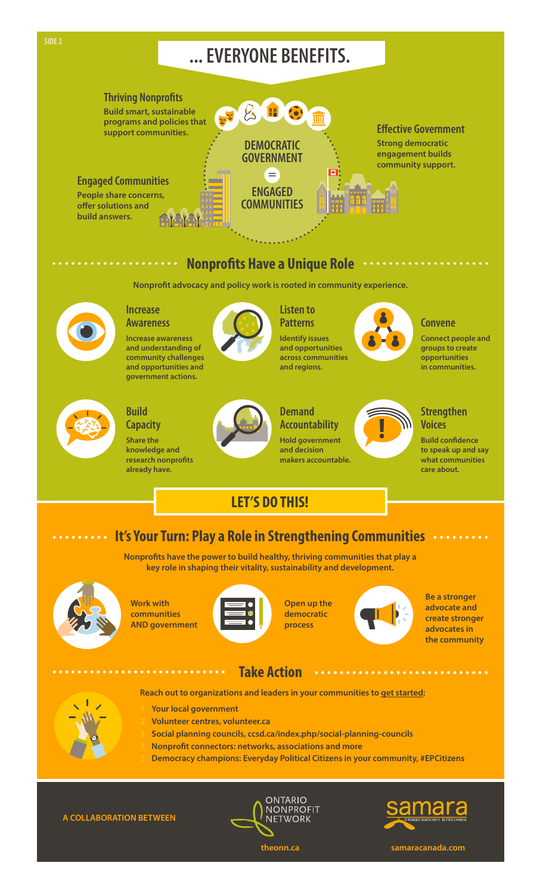SIDE 2

# ... EVERYONE BENEFITS.

**Thriving Nonprofits**
Build smart, sustainable programs and policies that support communities.

**Effective Government**
Strong democratic engagement builds community support.

**Engaged Communities**
People share concerns, offer solutions and build answers.

DEMOCRATIC GOVERNMENT = ENGAGED COMMUNITIES

## Nonprofits Have a Unique Role

Nonprofit advocacy and policy work is rooted in community experience.

**Increase Awareness**
Increase awareness and understanding of community challenges and opportunities and government actions.

**Listen to Patterns**
Identify issues and opportunities across communities and regions.

**Convene**
Connect people and groups to create opportunities in communities.

**Build Capacity**
Share the knowledge and research nonprofits already have.

**Demand Accountability**
Hold government and decision makers accountable.

**Strengthen Voices**
Build confidence to speak up and say what communities care about.

## LET'S DO THIS!

## It's Your Turn: Play a Role in Strengthening Communities

Nonprofits have the power to build healthy, thriving communities that play a key role in shaping their vitality, sustainability and development.

- Work with communities AND government
- Open up the democratic process
- Be a stronger advocate and create stronger advocates in the community

## Take Action

Reach out to organizations and leaders in your communities to get started:

1. Your local government
2. Volunteer centres, volunteer.ca
3. Social planning councils, ccsd.ca/index.php/social-planning-councils
4. Nonprofit connectors: networks, associations and more
5. Democracy champions: Everyday Political Citizens in your community, #EPCitizens

A COLLABORATION BETWEEN

ONTARIO NONPROFIT NETWORK
theonn.ca

samara
STRONGER DEMOCRACY, BETTER CANADA
samaracanada.com